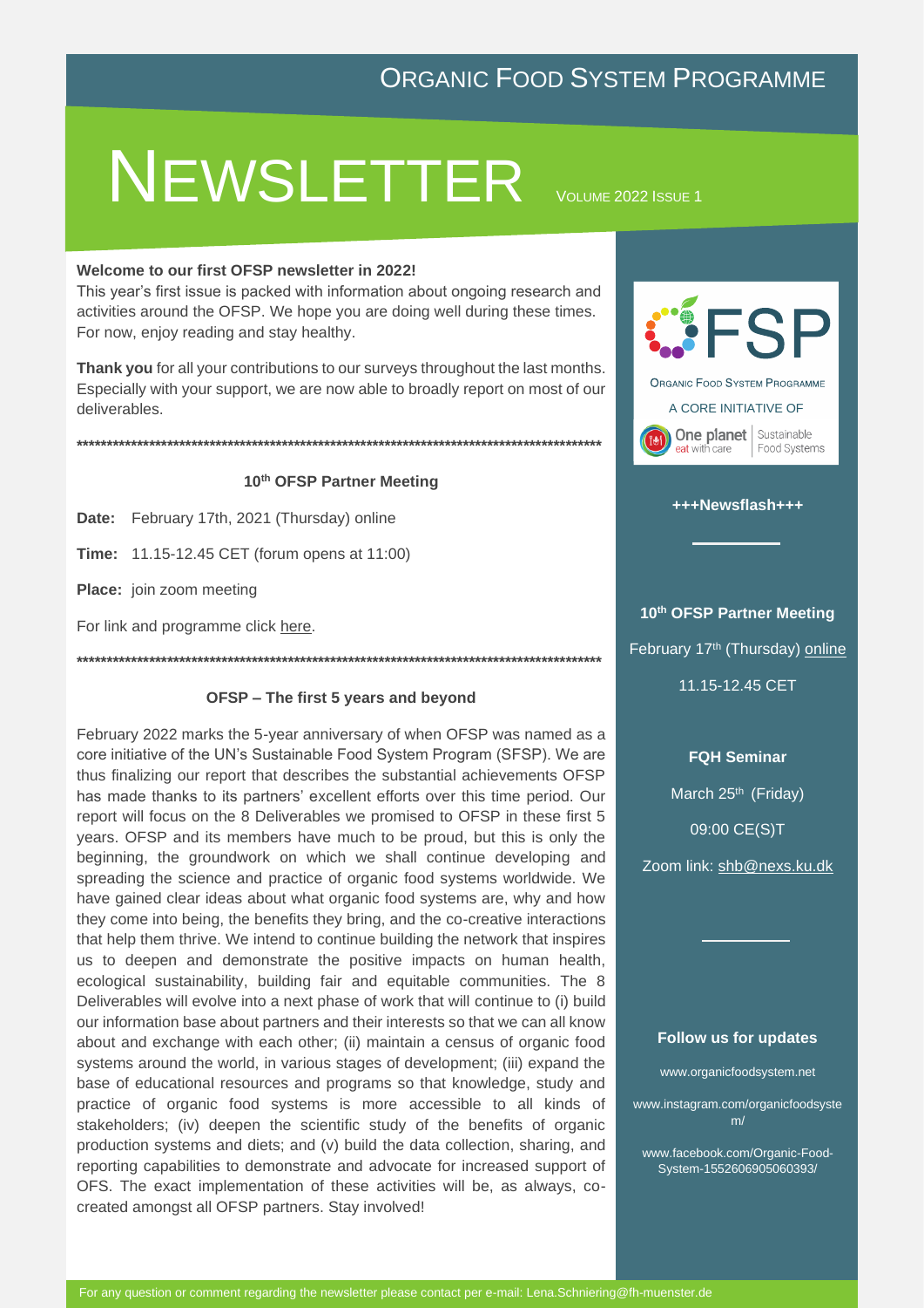# ORGANIC FOOD SYSTEM PROGRAMME

# NEWSLETTER

VOLUME 2022 ISSUE 1

**Welcome to our first OFSP newsletter in 2022!**
This year's first issue is packed with information about ongoing research and activities around the OFSP. We hope you are doing well during these times. For now, enjoy reading and stay healthy.

**Thank you** for all your contributions to our surveys throughout the last months. Especially with your support, we are now able to broadly report on most of our deliverables.

*******************************************************************************************

### 10th OFSP Partner Meeting

**Date:** February 17th, 2021 (Thursday) online

**Time:** 11.15-12.45 CET (forum opens at 11:00)

**Place:** join zoom meeting

For link and programme click here.

*******************************************************************************************

### OFSP – The first 5 years and beyond

February 2022 marks the 5-year anniversary of when OFSP was named as a core initiative of the UN's Sustainable Food System Program (SFSP). We are thus finalizing our report that describes the substantial achievements OFSP has made thanks to its partners' excellent efforts over this time period. Our report will focus on the 8 Deliverables we promised to OFSP in these first 5 years. OFSP and its members have much to be proud, but this is only the beginning, the groundwork on which we shall continue developing and spreading the science and practice of organic food systems worldwide. We have gained clear ideas about what organic food systems are, why and how they come into being, the benefits they bring, and the co-creative interactions that help them thrive. We intend to continue building the network that inspires us to deepen and demonstrate the positive impacts on human health, ecological sustainability, building fair and equitable communities. The 8 Deliverables will evolve into a next phase of work that will continue to (i) build our information base about partners and their interests so that we can all know about and exchange with each other; (ii) maintain a census of organic food systems around the world, in various stages of development; (iii) expand the base of educational resources and programs so that knowledge, study and practice of organic food systems is more accessible to all kinds of stakeholders; (iv) deepen the scientific study of the benefits of organic production systems and diets; and (v) build the data collection, sharing, and reporting capabilities to demonstrate and advocate for increased support of OFS. The exact implementation of these activities will be, as always, co-created amongst all OFSP partners. Stay involved!

---

OFSP
ORGANIC FOOD SYSTEM PROGRAMME
A CORE INITIATIVE OF
One planet eat with care | Sustainable Food Systems

**+++Newsflash+++**

**10th OFSP Partner Meeting**

February 17th (Thursday) online

11.15-12.45 CET

**FQH Seminar**

March 25th (Friday)

09:00 CE(S)T

Zoom link: shb@nexs.ku.dk

**Follow us for updates**

www.organicfoodsystem.net

www.instagram.com/organicfoodsystem/

www.facebook.com/Organic-Food-System-1552606905060393/

---

For any question or comment regarding the newsletter please contact per e-mail: Lena.Schniering@fh-muenster.de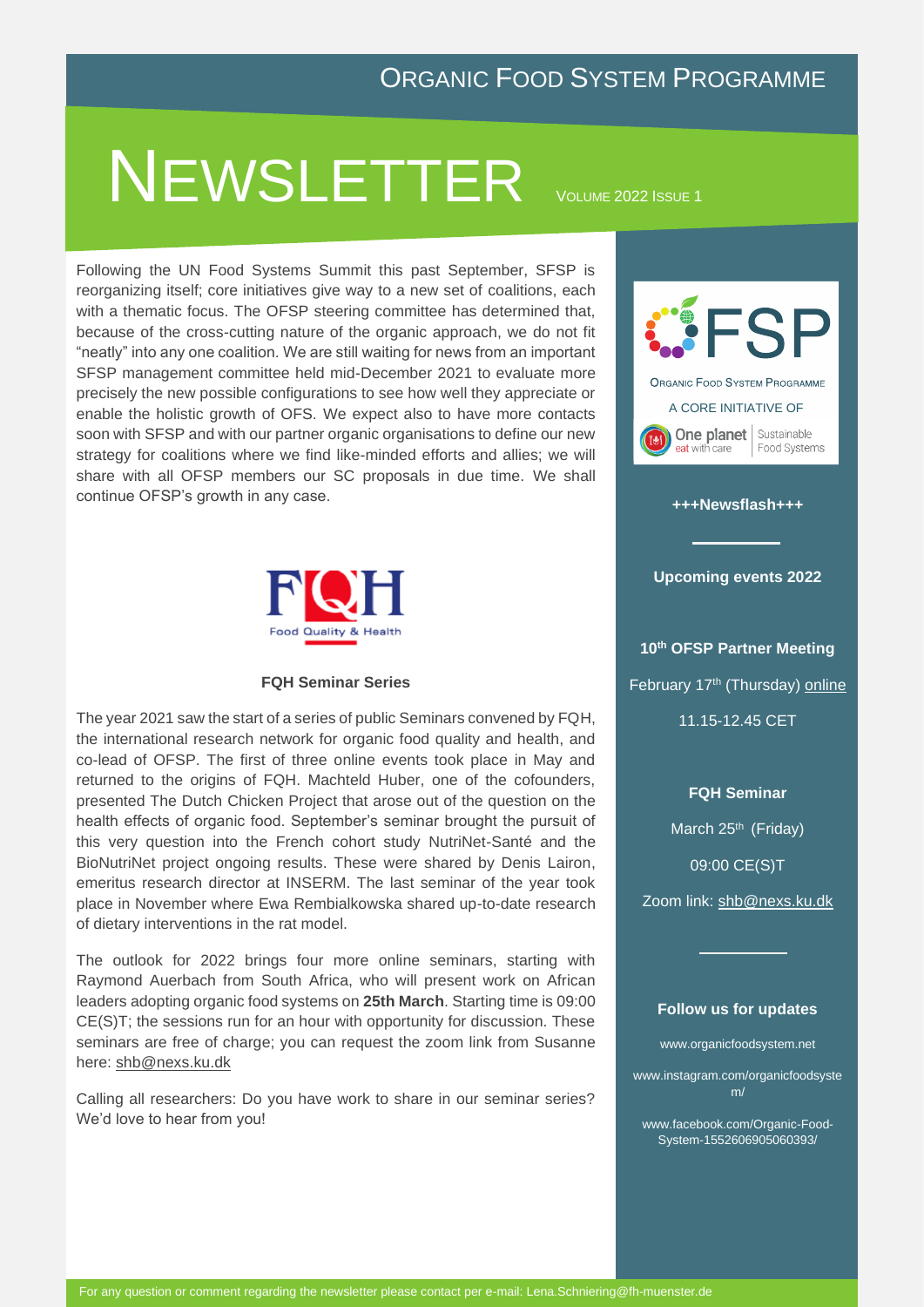# Organic Food System Programme

# Newsletter

Volume 2022 Issue 1

Following the UN Food Systems Summit this past September, SFSP is reorganizing itself; core initiatives give way to a new set of coalitions, each with a thematic focus. The OFSP steering committee has determined that, because of the cross-cutting nature of the organic approach, we do not fit "neatly" into any one coalition. We are still waiting for news from an important SFSP management committee held mid-December 2021 to evaluate more precisely the new possible configurations to see how well they appreciate or enable the holistic growth of OFS. We expect also to have more contacts soon with SFSP and with our partner organic organisations to define our new strategy for coalitions where we find like-minded efforts and allies; we will share with all OFSP members our SC proposals in due time. We shall continue OFSP's growth in any case.

FQH Food Quality & Health

### FQH Seminar Series

The year 2021 saw the start of a series of public Seminars convened by FQH, the international research network for organic food quality and health, and co-lead of OFSP. The first of three online events took place in May and returned to the origins of FQH. Machteld Huber, one of the cofounders, presented The Dutch Chicken Project that arose out of the question on the health effects of organic food. September's seminar brought the pursuit of this very question into the French cohort study NutriNet-Santé and the BioNutriNet project ongoing results. These were shared by Denis Lairon, emeritus research director at INSERM. The last seminar of the year took place in November where Ewa Rembialkowska shared up-to-date research of dietary interventions in the rat model.

The outlook for 2022 brings four more online seminars, starting with Raymond Auerbach from South Africa, who will present work on African leaders adopting organic food systems on **25th March**. Starting time is 09:00 CE(S)T; the sessions run for an hour with opportunity for discussion. These seminars are free of charge; you can request the zoom link from Susanne here: shb@nexs.ku.dk

Calling all researchers: Do you have work to share in our seminar series? We'd love to hear from you!

FSP Organic Food System Programme

A core initiative of One planet eat with care | Sustainable Food Systems

**+++Newsflash+++**

**Upcoming events 2022**

**10th OFSP Partner Meeting**

February 17th (Thursday) online

11.15-12.45 CET

**FQH Seminar**

March 25th (Friday)

09:00 CE(S)T

Zoom link: shb@nexs.ku.dk

**Follow us for updates**

www.organicfoodsystem.net

www.instagram.com/organicfoodsystem/

www.facebook.com/Organic-Food-System-1552606905060393/

For any question or comment regarding the newsletter please contact per e-mail: Lena.Schniering@fh-muenster.de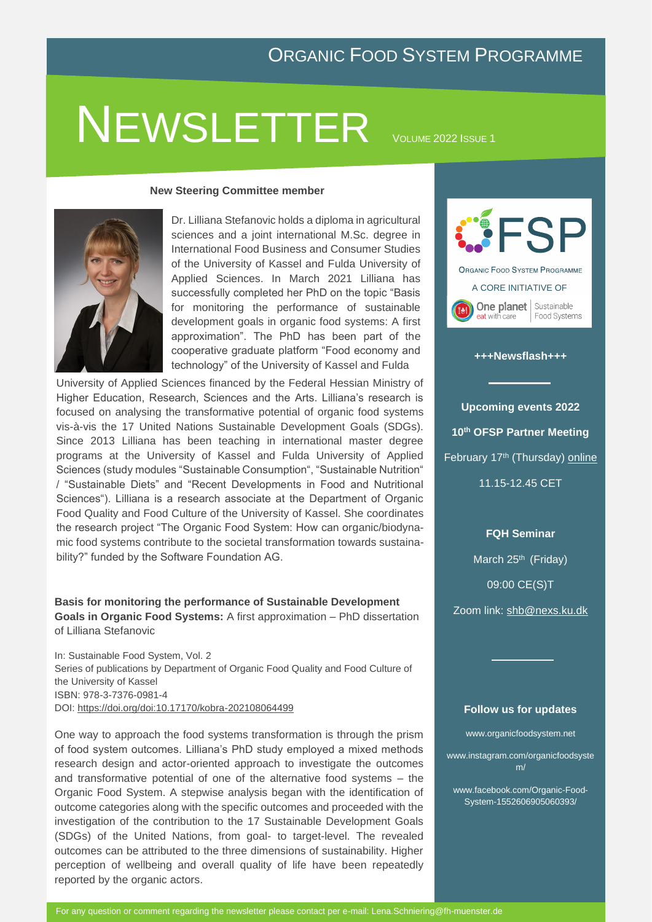# ORGANIC FOOD SYSTEM PROGRAMME

# NEWSLETTER

VOLUME 2022 ISSUE 1

**New Steering Committee member**

Dr. Lilliana Stefanovic holds a diploma in agricultural sciences and a joint international M.Sc. degree in International Food Business and Consumer Studies of the University of Kassel and Fulda University of Applied Sciences. In March 2021 Lilliana has successfully completed her PhD on the topic "Basis for monitoring the performance of sustainable development goals in organic food systems: A first approximation". The PhD has been part of the cooperative graduate platform "Food economy and technology" of the University of Kassel and Fulda University of Applied Sciences financed by the Federal Hessian Ministry of Higher Education, Research, Sciences and the Arts. Lilliana's research is focused on analysing the transformative potential of organic food systems vis-à-vis the 17 United Nations Sustainable Development Goals (SDGs). Since 2013 Lilliana has been teaching in international master degree programs at the University of Kassel and Fulda University of Applied Sciences (study modules "Sustainable Consumption", "Sustainable Nutrition" / "Sustainable Diets" and "Recent Developments in Food and Nutritional Sciences"). Lilliana is a research associate at the Department of Organic Food Quality and Food Culture of the University of Kassel. She coordinates the research project "The Organic Food System: How can organic/biodynamic food systems contribute to the societal transformation towards sustainability?" funded by the Software Foundation AG.

**Basis for monitoring the performance of Sustainable Development Goals in Organic Food Systems:** A first approximation – PhD dissertation of Lilliana Stefanovic

In: Sustainable Food System, Vol. 2
Series of publications by Department of Organic Food Quality and Food Culture of the University of Kassel
ISBN: 978-3-7376-0981-4
DOI: https://doi.org/doi:10.17170/kobra-202108064499

One way to approach the food systems transformation is through the prism of food system outcomes. Lilliana's PhD study employed a mixed methods research design and actor-oriented approach to investigate the outcomes and transformative potential of one of the alternative food systems – the Organic Food System. A stepwise analysis began with the identification of outcome categories along with the specific outcomes and proceeded with the investigation of the contribution to the 17 Sustainable Development Goals (SDGs) of the United Nations, from goal- to target-level. The revealed outcomes can be attributed to the three dimensions of sustainability. Higher perception of wellbeing and overall quality of life have been repeatedly reported by the organic actors.

FSP
ORGANIC FOOD SYSTEM PROGRAMME
A CORE INITIATIVE OF
One planet eat with care | Sustainable Food Systems

**+++Newsflash+++**

**Upcoming events 2022**

**10th OFSP Partner Meeting**

February 17th (Thursday) online

11.15-12.45 CET

**FQH Seminar**

March 25th (Friday)

09:00 CE(S)T

Zoom link: shb@nexs.ku.dk

**Follow us for updates**

www.organicfoodsystem.net

www.instagram.com/organicfoodsystem/

www.facebook.com/Organic-Food-System-1552606905060393/

For any question or comment regarding the newsletter please contact per e-mail: Lena.Schniering@fh-muenster.de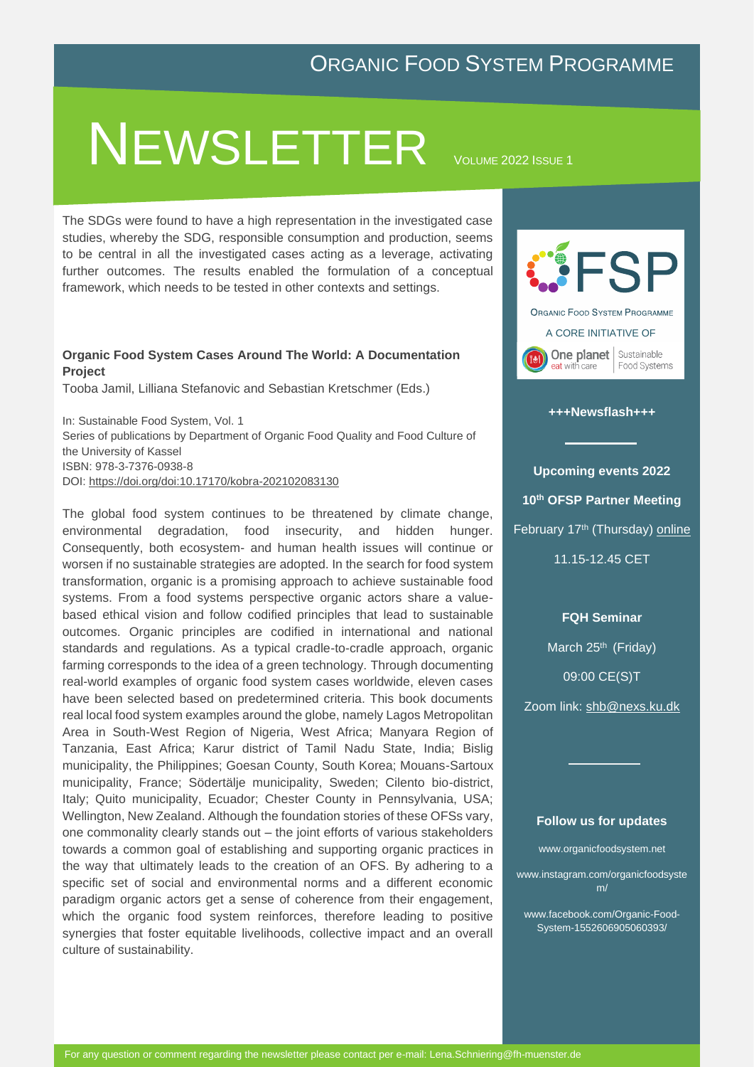# ORGANIC FOOD SYSTEM PROGRAMME

# NEWSLETTER

VOLUME 2022 ISSUE 1

The SDGs were found to have a high representation in the investigated case studies, whereby the SDG, responsible consumption and production, seems to be central in all the investigated cases acting as a leverage, activating further outcomes. The results enabled the formulation of a conceptual framework, which needs to be tested in other contexts and settings.

**Organic Food System Cases Around The World: A Documentation Project**

Tooba Jamil, Lilliana Stefanovic and Sebastian Kretschmer (Eds.)

In: Sustainable Food System, Vol. 1
Series of publications by Department of Organic Food Quality and Food Culture of the University of Kassel
ISBN: 978-3-7376-0938-8
DOI: https://doi.org/doi:10.17170/kobra-202102083130

The global food system continues to be threatened by climate change, environmental degradation, food insecurity, and hidden hunger. Consequently, both ecosystem- and human health issues will continue or worsen if no sustainable strategies are adopted. In the search for food system transformation, organic is a promising approach to achieve sustainable food systems. From a food systems perspective organic actors share a value-based ethical vision and follow codified principles that lead to sustainable outcomes. Organic principles are codified in international and national standards and regulations. As a typical cradle-to-cradle approach, organic farming corresponds to the idea of a green technology. Through documenting real-world examples of organic food system cases worldwide, eleven cases have been selected based on predetermined criteria. This book documents real local food system examples around the globe, namely Lagos Metropolitan Area in South-West Region of Nigeria, West Africa; Manyara Region of Tanzania, East Africa; Karur district of Tamil Nadu State, India; Bislig municipality, the Philippines; Goesan County, South Korea; Mouans-Sartoux municipality, France; Södertälje municipality, Sweden; Cilento bio-district, Italy; Quito municipality, Ecuador; Chester County in Pennsylvania, USA; Wellington, New Zealand. Although the foundation stories of these OFSs vary, one commonality clearly stands out – the joint efforts of various stakeholders towards a common goal of establishing and supporting organic practices in the way that ultimately leads to the creation of an OFS. By adhering to a specific set of social and environmental norms and a different economic paradigm organic actors get a sense of coherence from their engagement, which the organic food system reinforces, therefore leading to positive synergies that foster equitable livelihoods, collective impact and an overall culture of sustainability.

FSP
ORGANIC FOOD SYSTEM PROGRAMME
A CORE INITIATIVE OF
One planet eat with care | Sustainable Food Systems

**+++Newsflash+++**

**Upcoming events 2022**

**10th OFSP Partner Meeting**

February 17th (Thursday) online

11.15-12.45 CET

**FQH Seminar**

March 25th (Friday)

09:00 CE(S)T

Zoom link: shb@nexs.ku.dk

**Follow us for updates**

www.organicfoodsystem.net

www.instagram.com/organicfoodsystem/

www.facebook.com/Organic-Food-System-1552606905060393/

For any question or comment regarding the newsletter please contact per e-mail: Lena.Schniering@fh-muenster.de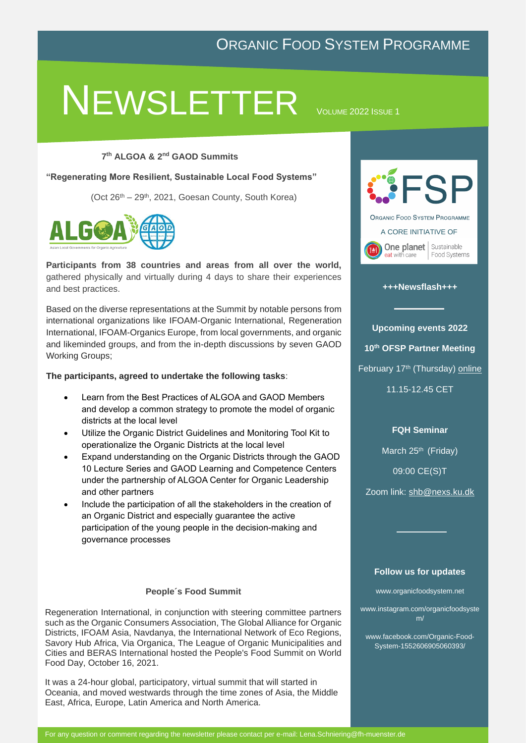# Organic Food System Programme

# NEWSLETTER

Volume 2022 Issue 1

### 7th ALGOA & 2nd GAOD Summits

**"Regenerating More Resilient, Sustainable Local Food Systems"**

(Oct 26th – 29th, 2021, Goesan County, South Korea)

**Participants from 38 countries and areas from all over the world,** gathered physically and virtually during 4 days to share their experiences and best practices.

Based on the diverse representations at the Summit by notable persons from international organizations like IFOAM-Organic International, Regeneration International, IFOAM-Organics Europe, from local governments, and organic and likeminded groups, and from the in-depth discussions by seven GAOD Working Groups;

**The participants, agreed to undertake the following tasks**:

- Learn from the Best Practices of ALGOA and GAOD Members and develop a common strategy to promote the model of organic districts at the local level
- Utilize the Organic District Guidelines and Monitoring Tool Kit to operationalize the Organic Districts at the local level
- Expand understanding on the Organic Districts through the GAOD 10 Lecture Series and GAOD Learning and Competence Centers under the partnership of ALGOA Center for Organic Leadership and other partners
- Include the participation of all the stakeholders in the creation of an Organic District and especially guarantee the active participation of the young people in the decision-making and governance processes

### People´s Food Summit

Regeneration International, in conjunction with steering committee partners such as the Organic Consumers Association, The Global Alliance for Organic Districts, IFOAM Asia, Navdanya, the International Network of Eco Regions, Savory Hub Africa, Via Organica, The League of Organic Municipalities and Cities and BERAS International hosted the People's Food Summit on World Food Day, October 16, 2021.

It was a 24-hour global, participatory, virtual summit that will started in Oceania, and moved westwards through the time zones of Asia, the Middle East, Africa, Europe, Latin America and North America.

---

OFSP – Organic Food System Programme

A core initiative of One planet – eat with care – Sustainable Food Systems

**+++Newsflash+++**

**Upcoming events 2022**

**10th OFSP Partner Meeting**

February 17th (Thursday) online

11.15-12.45 CET

**FQH Seminar**

March 25th (Friday)

09:00 CE(S)T

Zoom link: shb@nexs.ku.dk

**Follow us for updates**

www.organicfoodsystem.net

www.instagram.com/organicfoodsystem/

www.facebook.com/Organic-Food-System-1552606905060393/

---

For any question or comment regarding the newsletter please contact per e-mail: Lena.Schniering@fh-muenster.de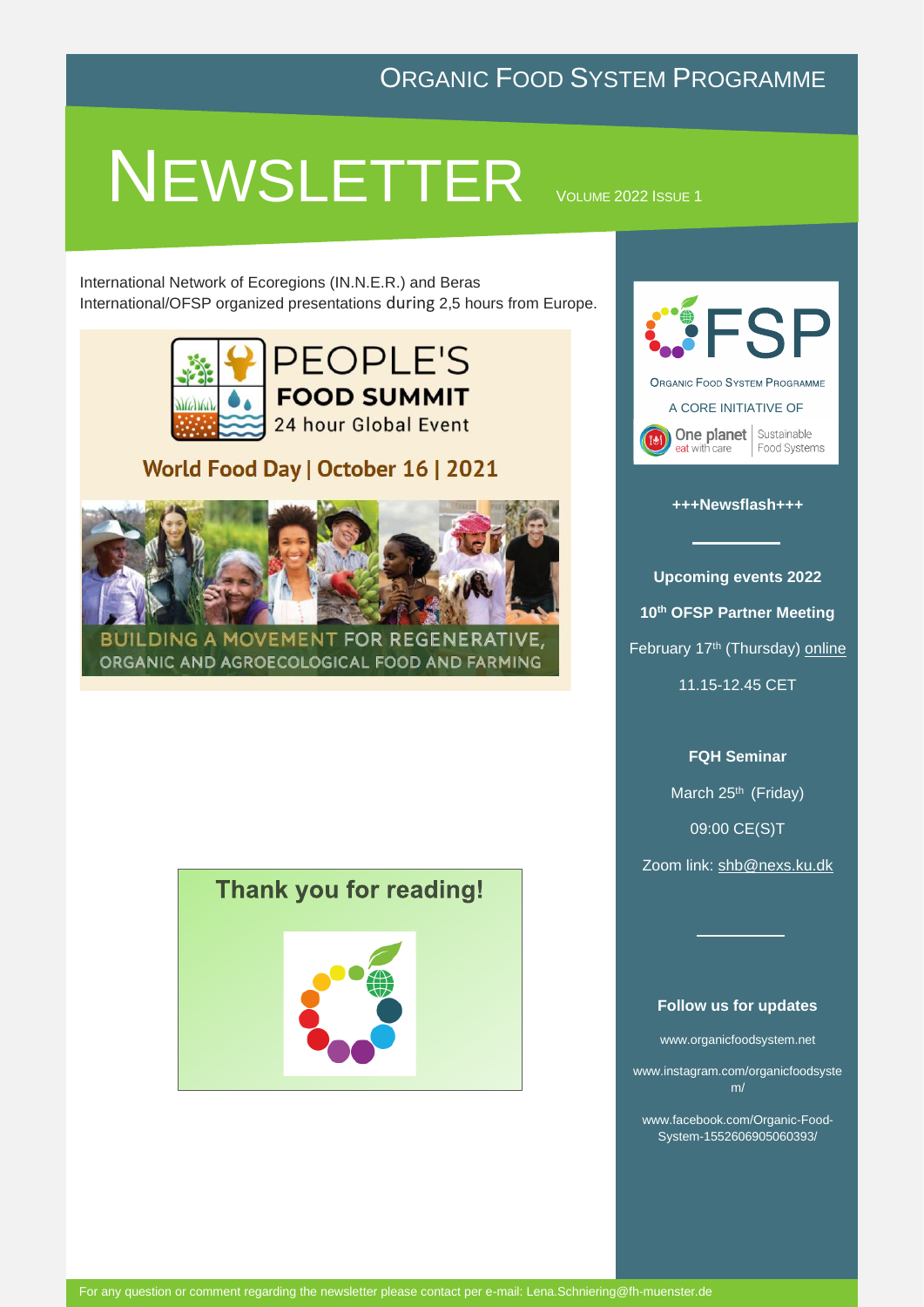# ORGANIC FOOD SYSTEM PROGRAMME

# NEWSLETTER

VOLUME 2022 ISSUE 1

International Network of Ecoregions (IN.N.E.R.) and Beras International/OFSP organized presentations during 2,5 hours from Europe.

PEOPLE'S FOOD SUMMIT
24 hour Global Event

World Food Day | October 16 | 2021

BUILDING A MOVEMENT FOR REGENERATIVE, ORGANIC AND AGROECOLOGICAL FOOD AND FARMING

**Thank you for reading!**

OFSP
ORGANIC FOOD SYSTEM PROGRAMME
A CORE INITIATIVE OF
One planet eat with care | Sustainable Food Systems

**+++Newsflash+++**

**Upcoming events 2022**

**10th OFSP Partner Meeting**

February 17th (Thursday) online

11.15-12.45 CET

**FQH Seminar**

March 25th (Friday)

09:00 CE(S)T

Zoom link: shb@nexs.ku.dk

**Follow us for updates**

www.organicfoodsystem.net

www.instagram.com/organicfoodsystem/

www.facebook.com/Organic-Food-System-1552606905060393/

For any question or comment regarding the newsletter please contact per e-mail: Lena.Schniering@fh-muenster.de